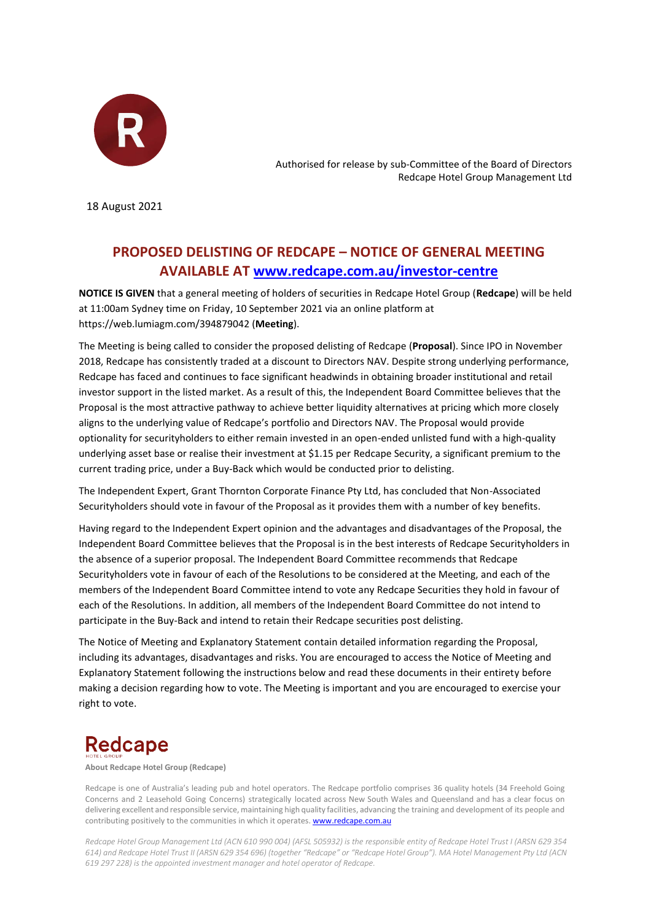Authorised for release by sub-Committee of the Board of Directors
Redcape Hotel Group Management Ltd

18 August 2021

# PROPOSED DELISTING OF REDCAPE – NOTICE OF GENERAL MEETING AVAILABLE AT [www.redcape.com.au/investor-centre](www.redcape.com.au/investor-centre)

**NOTICE IS GIVEN** that a general meeting of holders of securities in Redcape Hotel Group (**Redcape**) will be held at 11:00am Sydney time on Friday, 10 September 2021 via an online platform at https://web.lumiagm.com/394879042 (**Meeting**).

The Meeting is being called to consider the proposed delisting of Redcape (**Proposal**). Since IPO in November 2018, Redcape has consistently traded at a discount to Directors NAV. Despite strong underlying performance, Redcape has faced and continues to face significant headwinds in obtaining broader institutional and retail investor support in the listed market. As a result of this, the Independent Board Committee believes that the Proposal is the most attractive pathway to achieve better liquidity alternatives at pricing which more closely aligns to the underlying value of Redcape's portfolio and Directors NAV. The Proposal would provide optionality for securityholders to either remain invested in an open-ended unlisted fund with a high-quality underlying asset base or realise their investment at $1.15 per Redcape Security, a significant premium to the current trading price, under a Buy-Back which would be conducted prior to delisting.

The Independent Expert, Grant Thornton Corporate Finance Pty Ltd, has concluded that Non-Associated Securityholders should vote in favour of the Proposal as it provides them with a number of key benefits.

Having regard to the Independent Expert opinion and the advantages and disadvantages of the Proposal, the Independent Board Committee believes that the Proposal is in the best interests of Redcape Securityholders in the absence of a superior proposal. The Independent Board Committee recommends that Redcape Securityholders vote in favour of each of the Resolutions to be considered at the Meeting, and each of the members of the Independent Board Committee intend to vote any Redcape Securities they hold in favour of each of the Resolutions. In addition, all members of the Independent Board Committee do not intend to participate in the Buy-Back and intend to retain their Redcape securities post delisting.

The Notice of Meeting and Explanatory Statement contain detailed information regarding the Proposal, including its advantages, disadvantages and risks. You are encouraged to access the Notice of Meeting and Explanatory Statement following the instructions below and read these documents in their entirety before making a decision regarding how to vote. The Meeting is important and you are encouraged to exercise your right to vote.

**About Redcape Hotel Group (Redcape)**

Redcape is one of Australia's leading pub and hotel operators. The Redcape portfolio comprises 36 quality hotels (34 Freehold Going Concerns and 2 Leasehold Going Concerns) strategically located across New South Wales and Queensland and has a clear focus on delivering excellent and responsible service, maintaining high quality facilities, advancing the training and development of its people and contributing positively to the communities in which it operates. [www.redcape.com.au](www.redcape.com.au)

*Redcape Hotel Group Management Ltd (ACN 610 990 004) (AFSL 505932) is the responsible entity of Redcape Hotel Trust I (ARSN 629 354 614) and Redcape Hotel Trust II (ARSN 629 354 696) (together "Redcape" or "Redcape Hotel Group"). MA Hotel Management Pty Ltd (ACN 619 297 228) is the appointed investment manager and hotel operator of Redcape.*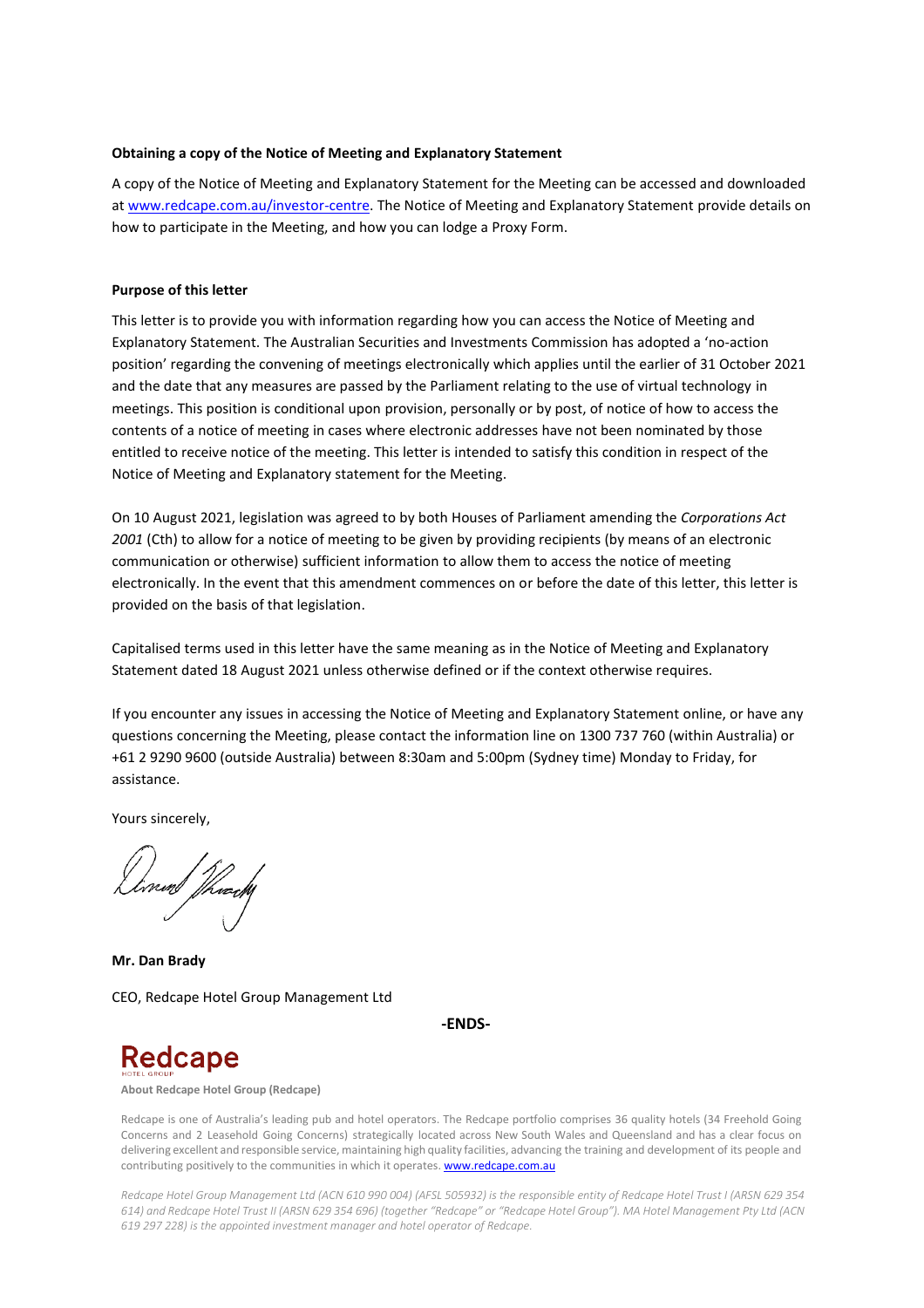**Obtaining a copy of the Notice of Meeting and Explanatory Statement**

A copy of the Notice of Meeting and Explanatory Statement for the Meeting can be accessed and downloaded at www.redcape.com.au/investor-centre. The Notice of Meeting and Explanatory Statement provide details on how to participate in the Meeting, and how you can lodge a Proxy Form.

**Purpose of this letter**

This letter is to provide you with information regarding how you can access the Notice of Meeting and Explanatory Statement. The Australian Securities and Investments Commission has adopted a 'no-action position' regarding the convening of meetings electronically which applies until the earlier of 31 October 2021 and the date that any measures are passed by the Parliament relating to the use of virtual technology in meetings. This position is conditional upon provision, personally or by post, of notice of how to access the contents of a notice of meeting in cases where electronic addresses have not been nominated by those entitled to receive notice of the meeting. This letter is intended to satisfy this condition in respect of the Notice of Meeting and Explanatory statement for the Meeting.

On 10 August 2021, legislation was agreed to by both Houses of Parliament amending the *Corporations Act 2001* (Cth) to allow for a notice of meeting to be given by providing recipients (by means of an electronic communication or otherwise) sufficient information to allow them to access the notice of meeting electronically. In the event that this amendment commences on or before the date of this letter, this letter is provided on the basis of that legislation.

Capitalised terms used in this letter have the same meaning as in the Notice of Meeting and Explanatory Statement dated 18 August 2021 unless otherwise defined or if the context otherwise requires.

If you encounter any issues in accessing the Notice of Meeting and Explanatory Statement online, or have any questions concerning the Meeting, please contact the information line on 1300 737 760 (within Australia) or +61 2 9290 9600 (outside Australia) between 8:30am and 5:00pm (Sydney time) Monday to Friday, for assistance.

Yours sincerely,

**Mr. Dan Brady**

CEO, Redcape Hotel Group Management Ltd

**-ENDS-**

Redcape HOTEL GROUP

**About Redcape Hotel Group (Redcape)**

Redcape is one of Australia's leading pub and hotel operators. The Redcape portfolio comprises 36 quality hotels (34 Freehold Going Concerns and 2 Leasehold Going Concerns) strategically located across New South Wales and Queensland and has a clear focus on delivering excellent and responsible service, maintaining high quality facilities, advancing the training and development of its people and contributing positively to the communities in which it operates. www.redcape.com.au

*Redcape Hotel Group Management Ltd (ACN 610 990 004) (AFSL 505932) is the responsible entity of Redcape Hotel Trust I (ARSN 629 354 614) and Redcape Hotel Trust II (ARSN 629 354 696) (together "Redcape" or "Redcape Hotel Group"). MA Hotel Management Pty Ltd (ACN 619 297 228) is the appointed investment manager and hotel operator of Redcape.*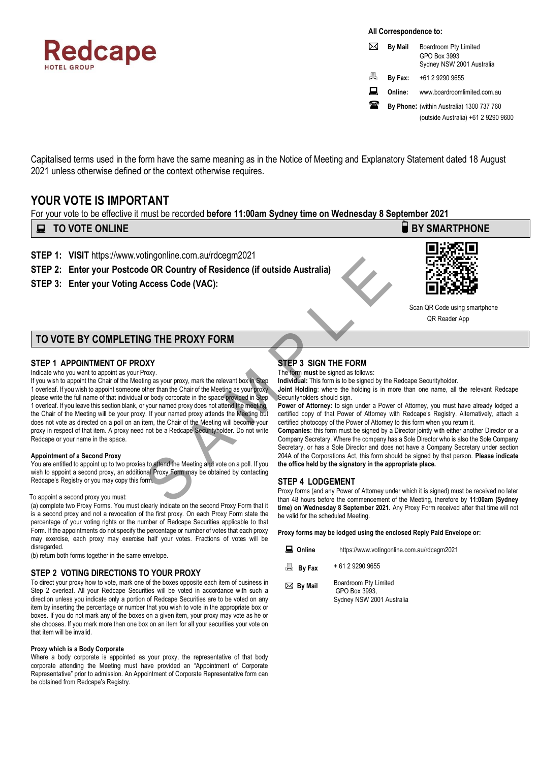**Redcape**
HOTEL GROUP

**All Correspondence to:**

| | |
|---|---|
| **By Mail** | Boardroom Pty Limited<br>GPO Box 3993<br>Sydney NSW 2001 Australia |
| **By Fax:** | +61 2 9290 9655 |
| **Online:** | www.boardroomlimited.com.au |
| **By Phone:** | (within Australia) 1300 737 760<br>(outside Australia) +61 2 9290 9600 |

Capitalised terms used in the form have the same meaning as in the Notice of Meeting and Explanatory Statement dated 18 August 2021 unless otherwise defined or the context otherwise requires.

# YOUR VOTE IS IMPORTANT

For your vote to be effective it must be recorded **before 11:00am Sydney time on Wednesday 8 September 2021**

## TO VOTE ONLINE

**STEP 1: VISIT** https://www.votingonline.com.au/rdcegm2021

**STEP 2: Enter your Postcode OR Country of Residence (if outside Australia)**

**STEP 3: Enter your Voting Access Code (VAC):**

## BY SMARTPHONE

Scan QR Code using smartphone QR Reader App

## TO VOTE BY COMPLETING THE PROXY FORM

### STEP 1 APPOINTMENT OF PROXY

Indicate who you want to appoint as your Proxy.

If you wish to appoint the Chair of the Meeting as your proxy, mark the relevant box in Step 1 overleaf. If you wish to appoint someone other than the Chair of the Meeting as your proxy please write the full name of that individual or body corporate in the space provided in Step 1 overleaf. If you leave this section blank, or your named proxy does not attend the meeting, the Chair of the Meeting will be your proxy. If your named proxy attends the Meeting but does not vote as directed on a poll on an item, the Chair of the Meeting will become your proxy in respect of that item. A proxy need not be a Redcape Securityholder. Do not write Redcape or your name in the space.

**Appointment of a Second Proxy**

You are entitled to appoint up to two proxies to attend the Meeting and vote on a poll. If you wish to appoint a second proxy, an additional Proxy Form may be obtained by contacting Redcape's Registry or you may copy this form.

To appoint a second proxy you must:

(a) complete two Proxy Forms. You must clearly indicate on the second Proxy Form that it is a second proxy and not a revocation of the first proxy. On each Proxy Form state the percentage of your voting rights or the number of Redcape Securities applicable to that Form. If the appointments do not specify the percentage or number of votes that each proxy may exercise, each proxy may exercise half your votes. Fractions of votes will be disregarded.

(b) return both forms together in the same envelope.

### STEP 2 VOTING DIRECTIONS TO YOUR PROXY

To direct your proxy how to vote, mark one of the boxes opposite each item of business in Step 2 overleaf. All your Redcape Securities will be voted in accordance with such a direction unless you indicate only a portion of Redcape Securities are to be voted on any item by inserting the percentage or number that you wish to vote in the appropriate box or boxes. If you do not mark any of the boxes on a given item, your proxy may vote as he or she chooses. If you mark more than one box on an item for all your securities your vote on that item will be invalid.

**Proxy which is a Body Corporate**

Where a body corporate is appointed as your proxy, the representative of that body corporate attending the Meeting must have provided an "Appointment of Corporate Representative" prior to admission. An Appointment of Corporate Representative form can be obtained from Redcape's Registry.

### STEP 3 SIGN THE FORM

The form **must** be signed as follows:

**Individual:** This form is to be signed by the Redcape Securityholder.

**Joint Holding**: where the holding is in more than one name, all the relevant Redcape Securityholders should sign.

**Power of Attorney:** to sign under a Power of Attorney, you must have already lodged a certified copy of that Power of Attorney with Redcape's Registry. Alternatively, attach a certified photocopy of the Power of Attorney to this form when you return it.

**Companies:** this form must be signed by a Director jointly with either another Director or a Company Secretary. Where the company has a Sole Director who is also the Sole Company Secretary, or has a Sole Director and does not have a Company Secretary under section 204A of the Corporations Act, this form should be signed by that person. **Please indicate the office held by the signatory in the appropriate place.**

### STEP 4 LODGEMENT

Proxy forms (and any Power of Attorney under which it is signed) must be received no later than 48 hours before the commencement of the Meeting, therefore by **11:00am (Sydney time) on Wednesday 8 September 2021.** Any Proxy Form received after that time will not be valid for the scheduled Meeting.

**Proxy forms may be lodged using the enclosed Reply Paid Envelope or:**

| | |
|---|---|
| **Online** | https://www.votingonline.com.au/rdcegm2021 |
| **By Fax** | + 61 2 9290 9655 |
| **By Mail** | Boardroom Pty Limited<br>GPO Box 3993,<br>Sydney NSW 2001 Australia |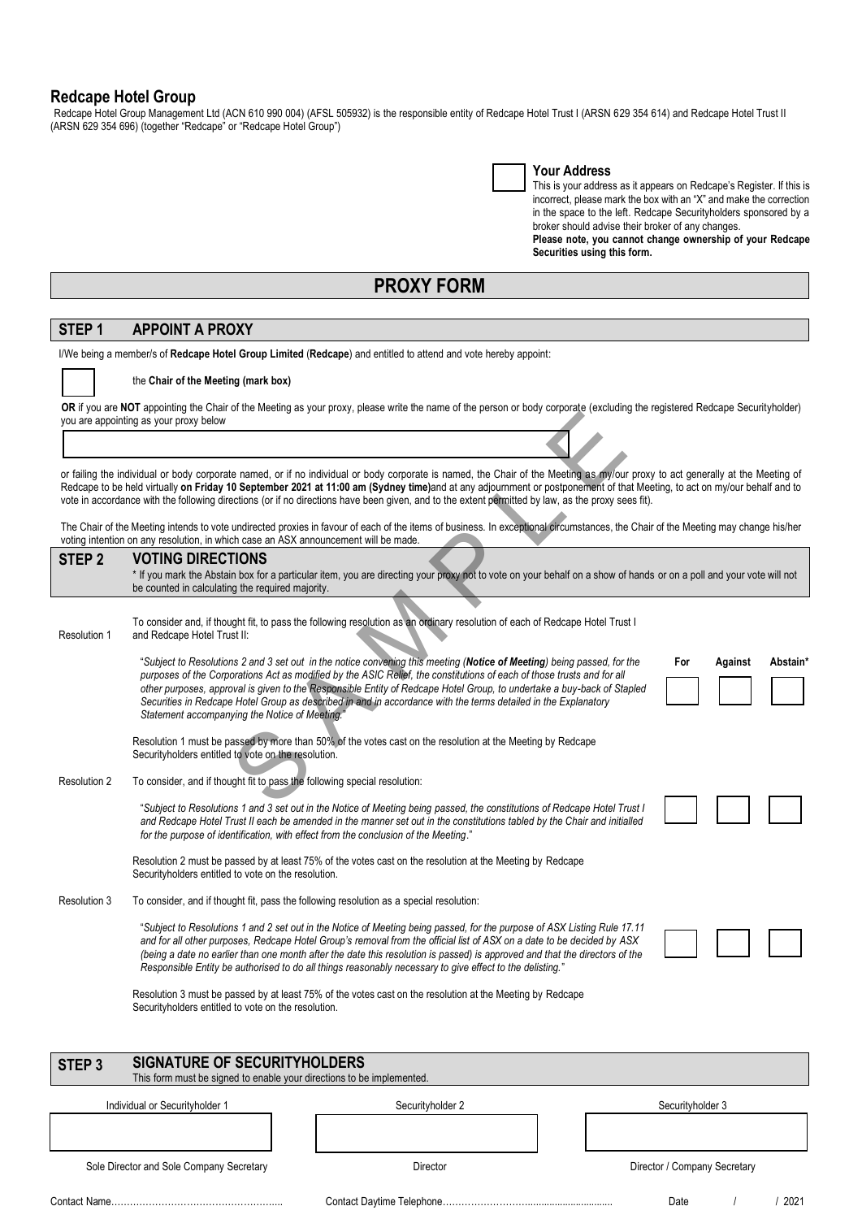## Redcape Hotel Group

Redcape Hotel Group Management Ltd (ACN 610 990 004) (AFSL 505932) is the responsible entity of Redcape Hotel Trust I (ARSN 629 354 614) and Redcape Hotel Trust II (ARSN 629 354 696) (together "Redcape" or "Redcape Hotel Group")

**Your Address**
This is your address as it appears on Redcape's Register. If this is incorrect, please mark the box with an "X" and make the correction in the space to the left. Redcape Securityholders sponsored by a broker should advise their broker of any changes.
**Please note, you cannot change ownership of your Redcape Securities using this form.**

# PROXY FORM

## STEP 1 APPOINT A PROXY

I/We being a member/s of **Redcape Hotel Group Limited** (**Redcape**) and entitled to attend and vote hereby appoint:

☐ the **Chair of the Meeting (mark box)**

**OR** if you are **NOT** appointing the Chair of the Meeting as your proxy, please write the name of the person or body corporate (excluding the registered Redcape Securityholder) you are appointing as your proxy below

or failing the individual or body corporate named, or if no individual or body corporate is named, the Chair of the Meeting as my/our proxy to act generally at the Meeting of Redcape to be held virtually **on Friday 10 September 2021 at 11:00 am (Sydney time)** and at any adjournment or postponement of that Meeting, to act on my/our behalf and to vote in accordance with the following directions (or if no directions have been given, and to the extent permitted by law, as the proxy sees fit).

The Chair of the Meeting intends to vote undirected proxies in favour of each of the items of business. In exceptional circumstances, the Chair of the Meeting may change his/her voting intention on any resolution, in which case an ASX announcement will be made.

## STEP 2 VOTING DIRECTIONS

\* If you mark the Abstain box for a particular item, you are directing your proxy not to vote on your behalf on a show of hands or on a poll and your vote will not be counted in calculating the required majority.

| | | For | Against | Abstain* |
|---|---|---|---|---|
| Resolution 1 | To consider and, if thought fit, to pass the following resolution as an ordinary resolution of each of Redcape Hotel Trust I and Redcape Hotel Trust II:<br>"*Subject to Resolutions 2 and 3 set out in the notice convening this meeting (**Notice of Meeting**) being passed, for the purposes of the Corporations Act as modified by the ASIC Relief, the constitutions of each of those trusts and for all other purposes, approval is given to the Responsible Entity of Redcape Hotel Group, to undertake a buy-back of Stapled Securities in Redcape Hotel Group as described in and in accordance with the terms detailed in the Explanatory Statement accompanying the Notice of Meeting.*"<br>Resolution 1 must be passed by more than 50% of the votes cast on the resolution at the Meeting by Redcape Securityholders entitled to vote on the resolution. | ☐ | ☐ | ☐ |
| Resolution 2 | To consider, and if thought fit to pass the following special resolution:<br>"*Subject to Resolutions 1 and 3 set out in the Notice of Meeting being passed, the constitutions of Redcape Hotel Trust I and Redcape Hotel Trust II be amended in the manner set out in the constitutions tabled by the Chair and initialled for the purpose of identification, with effect from the conclusion of the Meeting*."<br>Resolution 2 must be passed by at least 75% of the votes cast on the resolution at the Meeting by Redcape Securityholders entitled to vote on the resolution. | ☐ | ☐ | ☐ |
| Resolution 3 | To consider, and if thought fit, pass the following resolution as a special resolution:<br>"*Subject to Resolutions 1 and 2 set out in the Notice of Meeting being passed, for the purpose of ASX Listing Rule 17.11 and for all other purposes, Redcape Hotel Group's removal from the official list of ASX on a date to be decided by ASX (being a date no earlier than one month after the date this resolution is passed) is approved and that the directors of the Responsible Entity be authorised to do all things reasonably necessary to give effect to the delisting.*"<br>Resolution 3 must be passed by at least 75% of the votes cast on the resolution at the Meeting by Redcape Securityholders entitled to vote on the resolution. | ☐ | ☐ | ☐ |

## STEP 3 SIGNATURE OF SECURITYHOLDERS

This form must be signed to enable your directions to be implemented.

| Individual or Securityholder 1 | Securityholder 2 | Securityholder 3 |
|---|---|---|
| | | |
| Sole Director and Sole Company Secretary | Director | Director / Company Secretary |

Contact Name……………………………………………... Contact Daytime Telephone…………………….......................... Date / / 2021